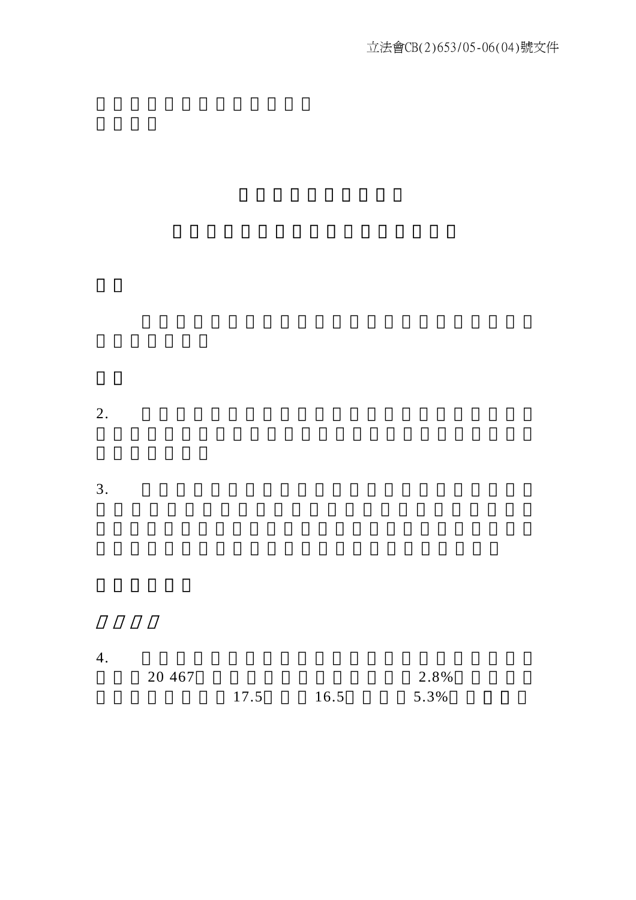立法會CB(2)653/05-06(04)號文件

2.

3.

4. 20 467 2.8% 17.5 16.5 5.3%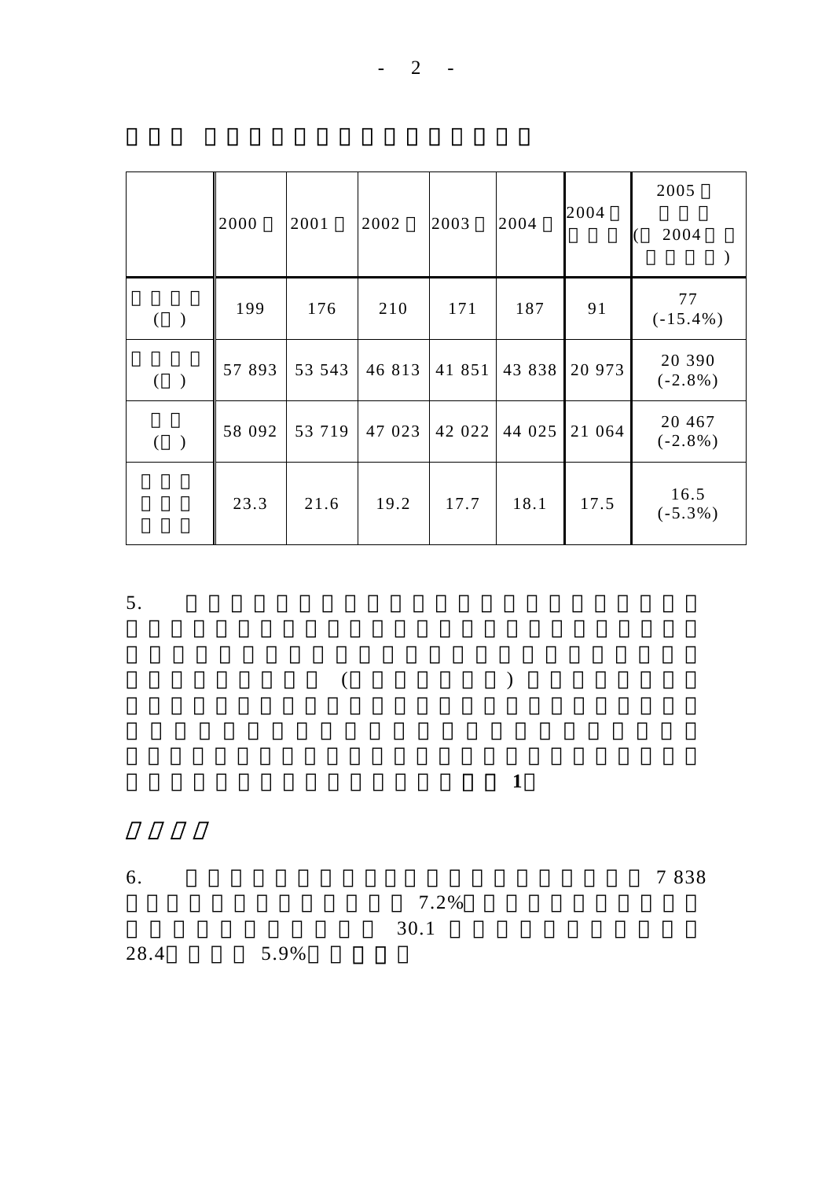| | 2000 | 2001 | 2002 | 2003 | 2004 | 2004 | 2005 (2004) |
|---|---|---|---|---|---|---|---|
| ( ) | 199 | 176 | 210 | 171 | 187 | 91 | 77 (-15.4%) |
| ( ) | 57 893 | 53 543 | 46 813 | 41 851 | 43 838 | 20 973 | 20 390 (-2.8%) |
| ( ) | 58 092 | 53 719 | 47 023 | 42 022 | 44 025 | 21 064 | 20 467 (-2.8%) |
| | 23.3 | 21.6 | 19.2 | 17.7 | 18.1 | 17.5 | 16.5 (-5.3%) |

5. ( ) **1**

6. 7 838 7.2% 30.1 28.4 5.9%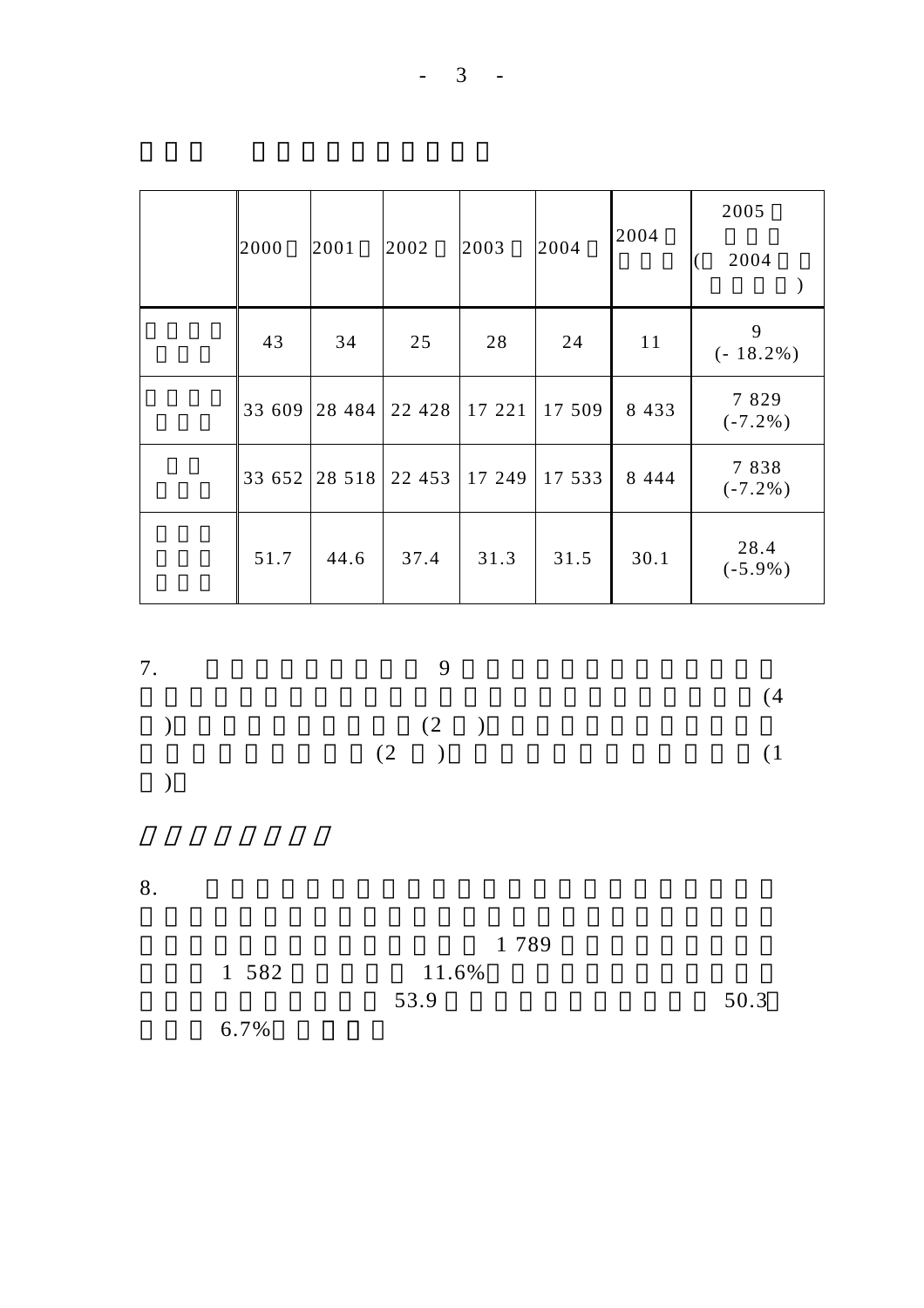□□□　□□□□□□□□□

| | 2000□ | 2001□ | 2002□ | 2003□ | 2004□ | 2004□ □□□ | 2005□ □□□ (□ 2004□□ □□□□) |
|---|---|---|---|---|---|---|---|
| □□□□ □□□ | 43 | 34 | 25 | 28 | 24 | 11 | 9 (- 18.2%) |
| □□□□ □□□ | 33 609 | 28 484 | 22 428 | 17 221 | 17 509 | 8 433 | 7 829 (-7.2%) |
| □□ □□□ | 33 652 | 28 518 | 22 453 | 17 249 | 17 533 | 8 444 | 7 838 (-7.2%) |
| □□□ □□□ □□□ | 51.7 | 44.6 | 37.4 | 31.3 | 31.5 | 30.1 | 28.4 (-5.9%) |

7.　□□□□□□□□□ 9 □□□□□□□□□□□□□□□□□□□□□□□□□□□□□□□□□□□□□□□□□□ (4 □)□□□□□□□□□□□ (2 □)□□□□□□□□□□□□□□□□□□□□□□ (2 □)□□□□□□□□□□□□□□□□ (1 □)□

## *□□□□□□□□*

8.　□□□□□□□□□□□□□□□□□□□□□□□□□□□□□□□□□□□□□□□□□□□□□□□□□ 1 789 □□□□□□□□□□□ 1 582 □□□□□ 11.6%□□□□□□□□□□□□□□□□□□□□□ 53.9 □□□□□□□□□□□ 50.3□□□□ 6.7%□□□□□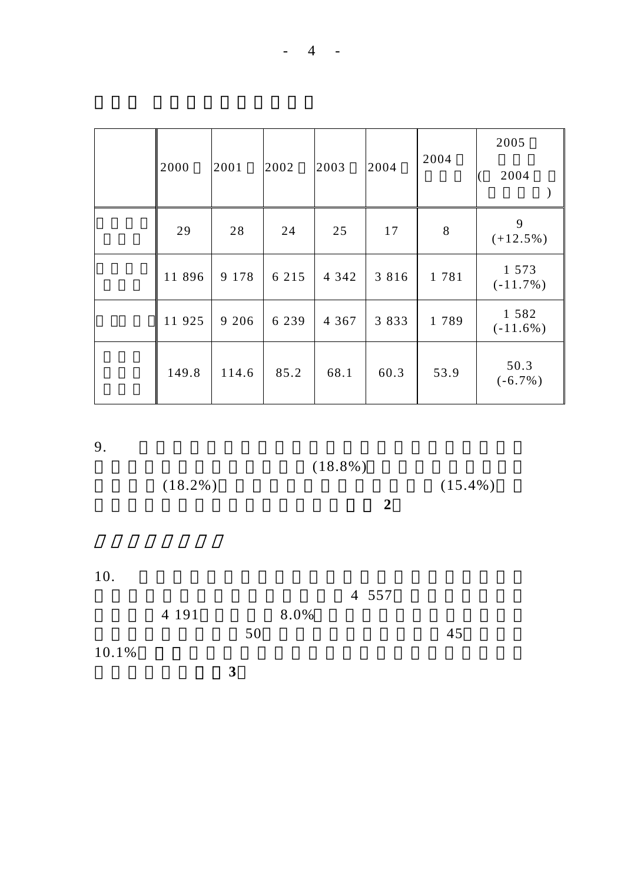| | 2000 | 2001 | 2002 | 2003 | 2004 | 2004 | 2005 ( 2004 ) |
|---|---|---|---|---|---|---|---|
| | 29 | 28 | 24 | 25 | 17 | 8 | 9 (+12.5%) |
| | 11 896 | 9 178 | 6 215 | 4 342 | 3 816 | 1 781 | 1 573 (-11.7%) |
| | 11 925 | 9 206 | 6 239 | 4 367 | 3 833 | 1 789 | 1 582 (-11.6%) |
| | 149.8 | 114.6 | 85.2 | 68.1 | 60.3 | 53.9 | 50.3 (-6.7%) |

9. (18.8%) (18.2%) (15.4%) **2**

10. 4 557 4 191 8.0% 50 45 10.1% **3**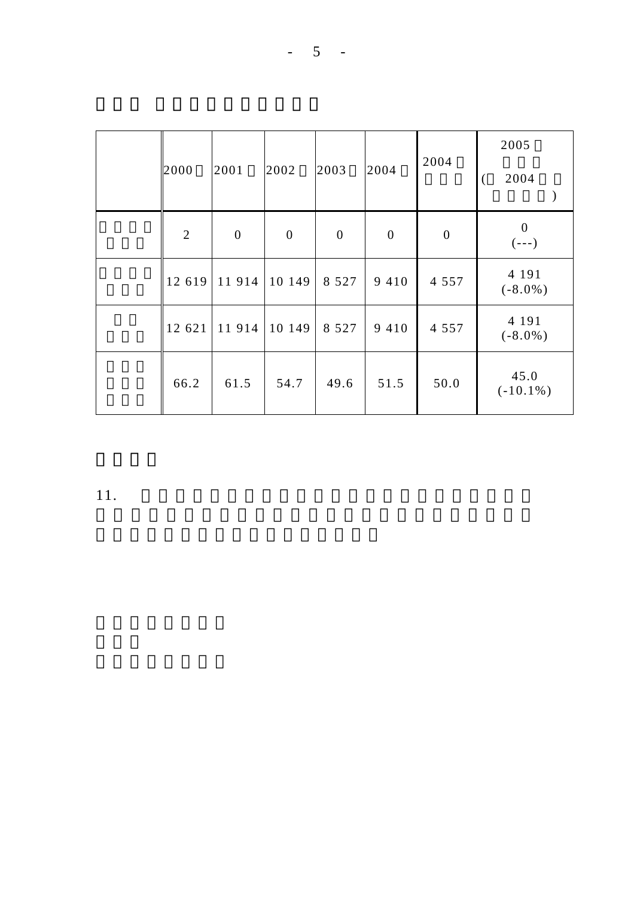|  | 2000 | 2001 | 2002 | 2003 | 2004 | 2004 | 2005 (2004 ) |
| --- | --- | --- | --- | --- | --- | --- | --- |
|  | 2 | 0 | 0 | 0 | 0 | 0 | 0 (---) |
|  | 12 619 | 11 914 | 10 149 | 8 527 | 9 410 | 4 557 | 4 191 (-8.0%) |
|  | 12 621 | 11 914 | 10 149 | 8 527 | 9 410 | 4 557 | 4 191 (-8.0%) |
|  | 66.2 | 61.5 | 54.7 | 49.6 | 51.5 | 50.0 | 45.0 (-10.1%) |

11.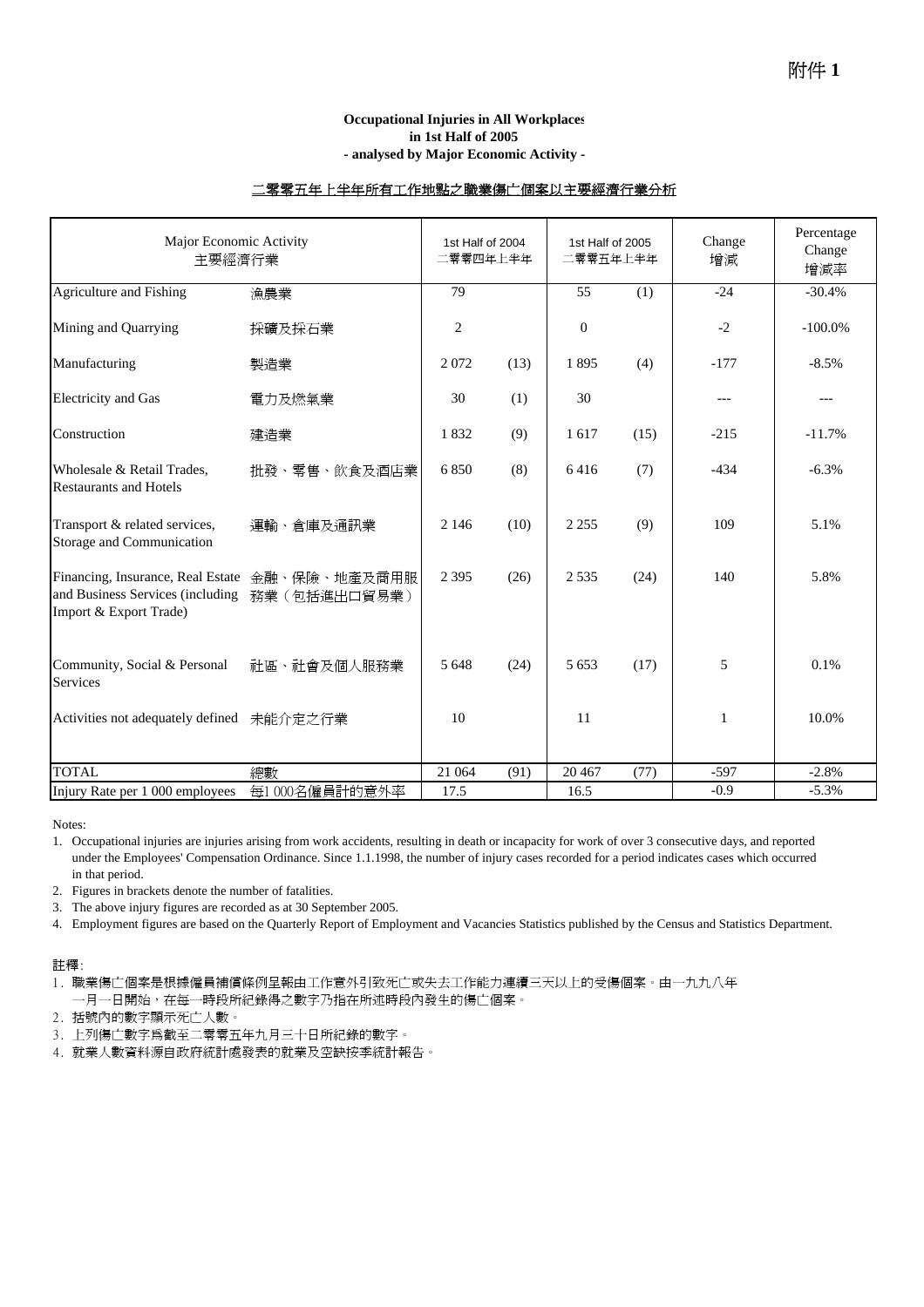附件 **1**

**Occupational Injuries in All Workplaces in 1st Half of 2005 - analysed by Major Economic Activity -**

二零零五年上半年所有工作地點之職業傷亡個案以主要經濟行業分析

| Major Economic Activity | 主要經濟行業 | 1st Half of 2004 二零零四年上半年 | | 1st Half of 2005 二零零五年上半年 | | Change 增減 | Percentage Change 增減率 |
|---|---|---|---|---|---|---|---|
| Agriculture and Fishing | 漁農業 | 79 | | 55 | (1) | -24 | -30.4% |
| Mining and Quarrying | 採礦及採石業 | 2 | | 0 | | -2 | -100.0% |
| Manufacturing | 製造業 | 2 072 | (13) | 1 895 | (4) | -177 | -8.5% |
| Electricity and Gas | 電力及燃氣業 | 30 | (1) | 30 | | --- | --- |
| Construction | 建造業 | 1 832 | (9) | 1 617 | (15) | -215 | -11.7% |
| Wholesale & Retail Trades, Restaurants and Hotels | 批發、零售、飲食及酒店業 | 6 850 | (8) | 6 416 | (7) | -434 | -6.3% |
| Transport & related services, Storage and Communication | 運輸、倉庫及通訊業 | 2 146 | (10) | 2 255 | (9) | 109 | 5.1% |
| Financing, Insurance, Real Estate and Business Services (including Import & Export Trade) | 金融、保險、地產及商用服務業（包括進出口貿易業） | 2 395 | (26) | 2 535 | (24) | 140 | 5.8% |
| Community, Social & Personal Services | 社區、社會及個人服務業 | 5 648 | (24) | 5 653 | (17) | 5 | 0.1% |
| Activities not adequately defined | 未能介定之行業 | 10 | | 11 | | 1 | 10.0% |
| TOTAL | 總數 | 21 064 | (91) | 20 467 | (77) | -597 | -2.8% |
| Injury Rate per 1 000 employees | 每1 000名僱員計的意外率 | 17.5 | | 16.5 | | -0.9 | -5.3% |

Notes:

1. Occupational injuries are injuries arising from work accidents, resulting in death or incapacity for work of over 3 consecutive days, and reported under the Employees' Compensation Ordinance. Since 1.1.1998, the number of injury cases recorded for a period indicates cases which occurred in that period.
2. Figures in brackets denote the number of fatalities.
3. The above injury figures are recorded as at 30 September 2005.
4. Employment figures are based on the Quarterly Report of Employment and Vacancies Statistics published by the Census and Statistics Department.

註釋：

1. 職業傷亡個案是根據僱員補償條例呈報由工作意外引致死亡或失去工作能力連續三天以上的受傷個案。由一九九八年一月一日開始，在每一時段所紀錄得之數字乃指在所述時段內發生的傷亡個案。
2. 括號內的數字顯示死亡人數。
3. 上列傷亡數字爲截至二零零五年九月三十日所紀錄的數字。
4. 就業人數資料源自政府統計處發表的就業及空缺按季統計報告。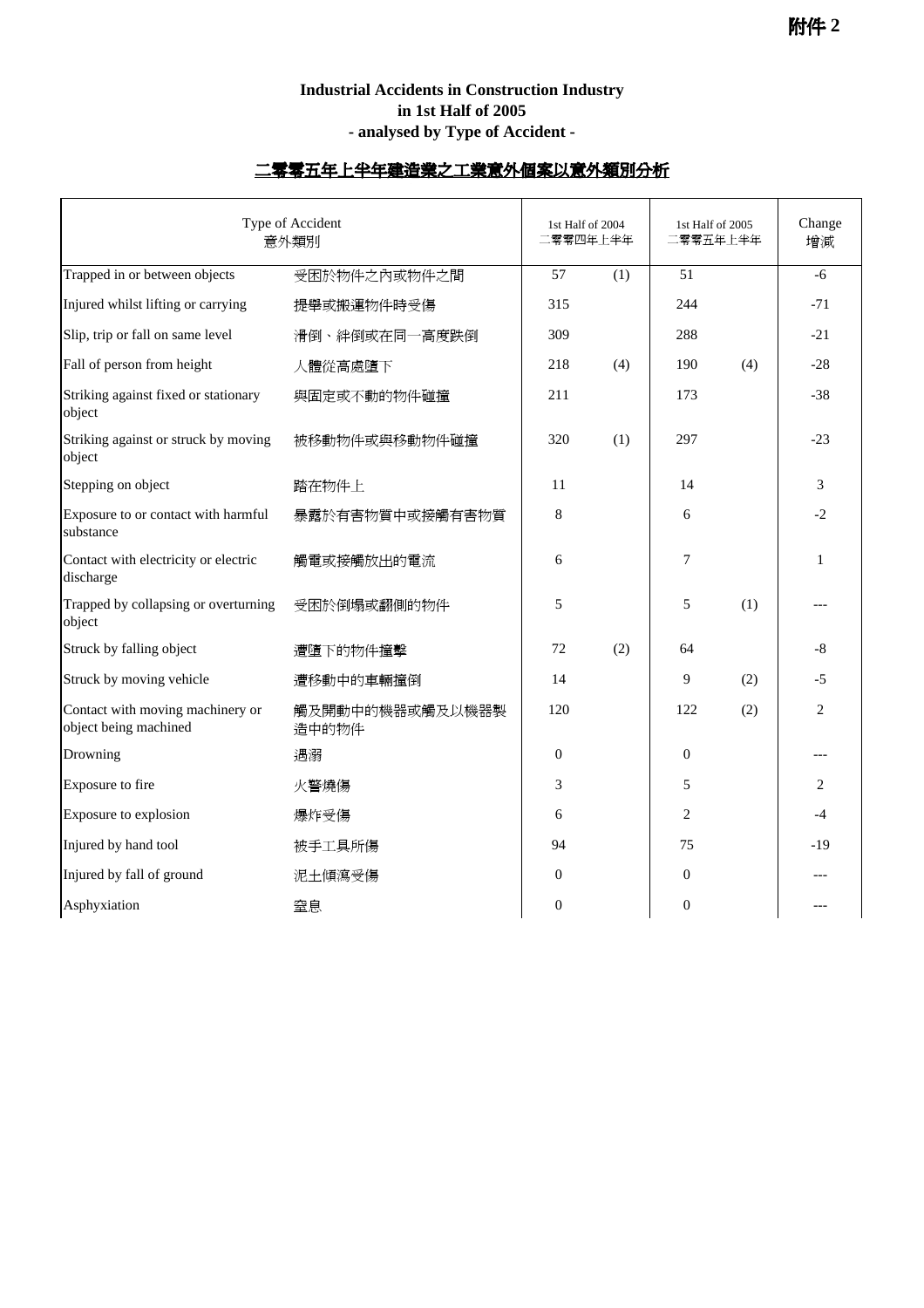附件 2

**Industrial Accidents in Construction Industry**
**in 1st Half of 2005**
**- analysed by Type of Accident -**

**二零零五年上半年建造業之工業意外個案以意外類別分析**

| Type of Accident 意外類別 | | 1st Half of 2004 二零零四年上半年 | | 1st Half of 2005 二零零五年上半年 | | Change 增減 |
|---|---|---|---|---|---|---|
| Trapped in or between objects | 受困於物件之內或物件之間 | 57 | (1) | 51 | | -6 |
| Injured whilst lifting or carrying | 提舉或搬運物件時受傷 | 315 | | 244 | | -71 |
| Slip, trip or fall on same level | 滑倒、絆倒或在同一高度跌倒 | 309 | | 288 | | -21 |
| Fall of person from height | 人體從高處墮下 | 218 | (4) | 190 | (4) | -28 |
| Striking against fixed or stationary object | 與固定或不動的物件碰撞 | 211 | | 173 | | -38 |
| Striking against or struck by moving object | 被移動物件或與移動物件碰撞 | 320 | (1) | 297 | | -23 |
| Stepping on object | 踏在物件上 | 11 | | 14 | | 3 |
| Exposure to or contact with harmful substance | 暴露於有害物質中或接觸有害物質 | 8 | | 6 | | -2 |
| Contact with electricity or electric discharge | 觸電或接觸放出的電流 | 6 | | 7 | | 1 |
| Trapped by collapsing or overturning object | 受困於倒塌或翻側的物件 | 5 | | 5 | (1) | --- |
| Struck by falling object | 遭墮下的物件撞擊 | 72 | (2) | 64 | | -8 |
| Struck by moving vehicle | 遭移動中的車輛撞倒 | 14 | | 9 | (2) | -5 |
| Contact with moving machinery or object being machined | 觸及開動中的機器或觸及以機器製造中的物件 | 120 | | 122 | (2) | 2 |
| Drowning | 遇溺 | 0 | | 0 | | --- |
| Exposure to fire | 火警燒傷 | 3 | | 5 | | 2 |
| Exposure to explosion | 爆炸受傷 | 6 | | 2 | | -4 |
| Injured by hand tool | 被手工具所傷 | 94 | | 75 | | -19 |
| Injured by fall of ground | 泥土傾瀉受傷 | 0 | | 0 | | --- |
| Asphyxiation | 窒息 | 0 | | 0 | | --- |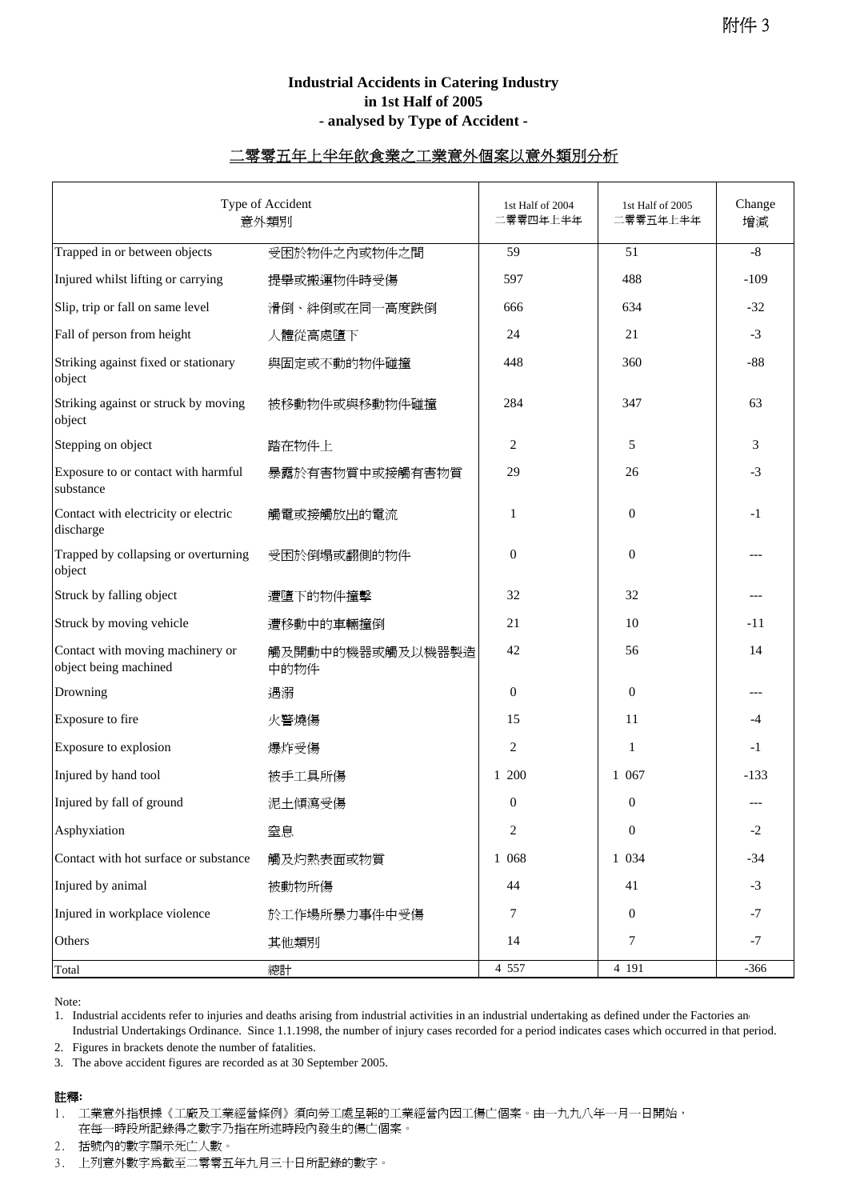附件 3

**Industrial Accidents in Catering Industry**
**in 1st Half of 2005**
**- analysed by Type of Accident -**

二零零五年上半年飲食業之工業意外個案以意外類別分析

| Type of Accident | 意外類別 | 1st Half of 2004 二零零四年上半年 | 1st Half of 2005 二零零五年上半年 | Change 增減 |
|---|---|---|---|---|
| Trapped in or between objects | 受困於物件之內或物件之間 | 59 | 51 | -8 |
| Injured whilst lifting or carrying | 提舉或搬運物件時受傷 | 597 | 488 | -109 |
| Slip, trip or fall on same level | 滑倒、絆倒或在同一高度跌倒 | 666 | 634 | -32 |
| Fall of person from height | 人體從高處墮下 | 24 | 21 | -3 |
| Striking against fixed or stationary object | 與固定或不動的物件碰撞 | 448 | 360 | -88 |
| Striking against or struck by moving object | 被移動物件或與移動物件碰撞 | 284 | 347 | 63 |
| Stepping on object | 踏在物件上 | 2 | 5 | 3 |
| Exposure to or contact with harmful substance | 暴露於有害物質中或接觸有害物質 | 29 | 26 | -3 |
| Contact with electricity or electric discharge | 觸電或接觸放出的電流 | 1 | 0 | -1 |
| Trapped by collapsing or overturning object | 受困於倒塌或翻側的物件 | 0 | 0 | --- |
| Struck by falling object | 遭墮下的物件撞擊 | 32 | 32 | --- |
| Struck by moving vehicle | 遭移動中的車輛撞倒 | 21 | 10 | -11 |
| Contact with moving machinery or object being machined | 觸及開動中的機器或觸及以機器製造中的物件 | 42 | 56 | 14 |
| Drowning | 遇溺 | 0 | 0 | --- |
| Exposure to fire | 火警燒傷 | 15 | 11 | -4 |
| Exposure to explosion | 爆炸受傷 | 2 | 1 | -1 |
| Injured by hand tool | 被手工具所傷 | 1 200 | 1 067 | -133 |
| Injured by fall of ground | 泥土傾瀉受傷 | 0 | 0 | --- |
| Asphyxiation | 窒息 | 2 | 0 | -2 |
| Contact with hot surface or substance | 觸及灼熱表面或物質 | 1 068 | 1 034 | -34 |
| Injured by animal | 被動物所傷 | 44 | 41 | -3 |
| Injured in workplace violence | 於工作場所暴力事件中受傷 | 7 | 0 | -7 |
| Others | 其他類別 | 14 | 7 | -7 |
| Total | 總計 | 4 557 | 4 191 | -366 |

Note:

1. Industrial accidents refer to injuries and deaths arising from industrial activities in an industrial undertaking as defined under the Factories and Industrial Undertakings Ordinance. Since 1.1.1998, the number of injury cases recorded for a period indicates cases which occurred in that period.
2. Figures in brackets denote the number of fatalities.
3. The above accident figures are recorded as at 30 September 2005.

**註釋:**

1. 工業意外指根據《工廠及工業經營條例》須向勞工處呈報的工業經營內因工傷亡個案。由一九九八年一月一日開始，在每一時段所記錄得之數字乃指在所述時段內發生的傷亡個案。
2. 括號內的數字顯示死亡人數。
3. 上列意外數字爲截至二零零五年九月三十日所記錄的數字。